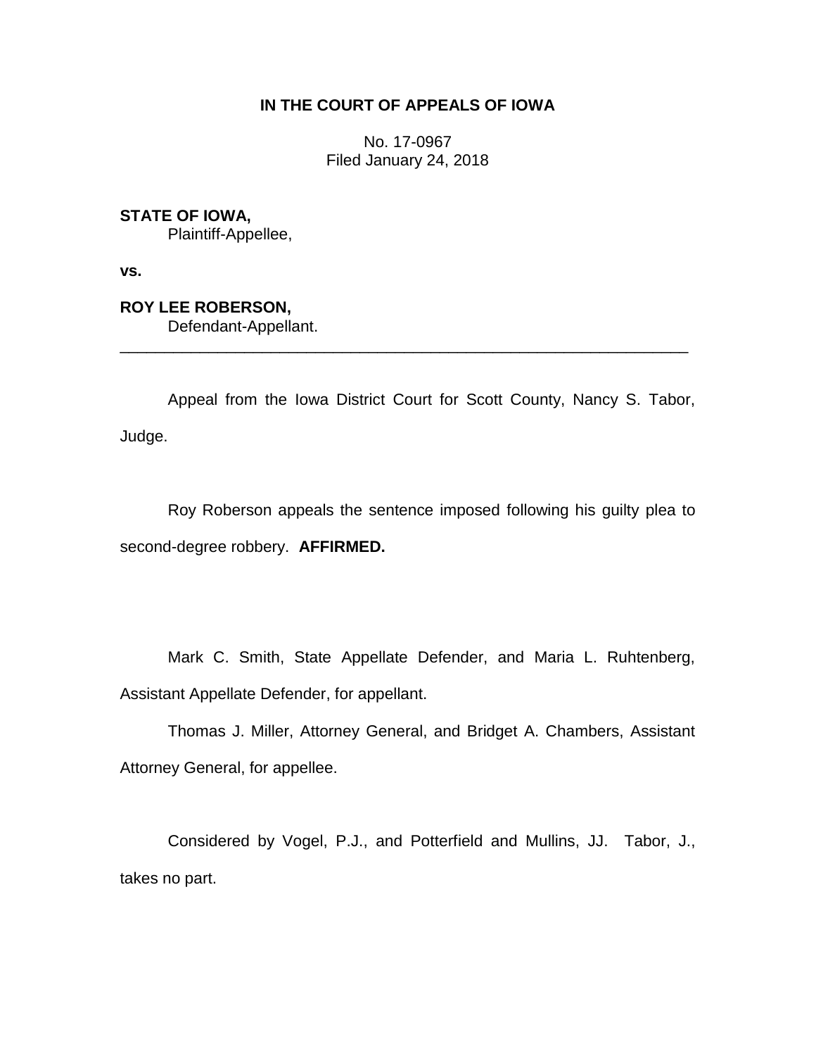# IN THE COURT OF APPEALS OF IOWA

No. 17-0967
Filed January 24, 2018

**STATE OF IOWA,**
Plaintiff-Appellee,

**vs.**

**ROY LEE ROBERSON,**
Defendant-Appellant.

---

Appeal from the Iowa District Court for Scott County, Nancy S. Tabor, Judge.

Roy Roberson appeals the sentence imposed following his guilty plea to second-degree robbery. **AFFIRMED.**

Mark C. Smith, State Appellate Defender, and Maria L. Ruhtenberg, Assistant Appellate Defender, for appellant.

Thomas J. Miller, Attorney General, and Bridget A. Chambers, Assistant Attorney General, for appellee.

Considered by Vogel, P.J., and Potterfield and Mullins, JJ. Tabor, J., takes no part.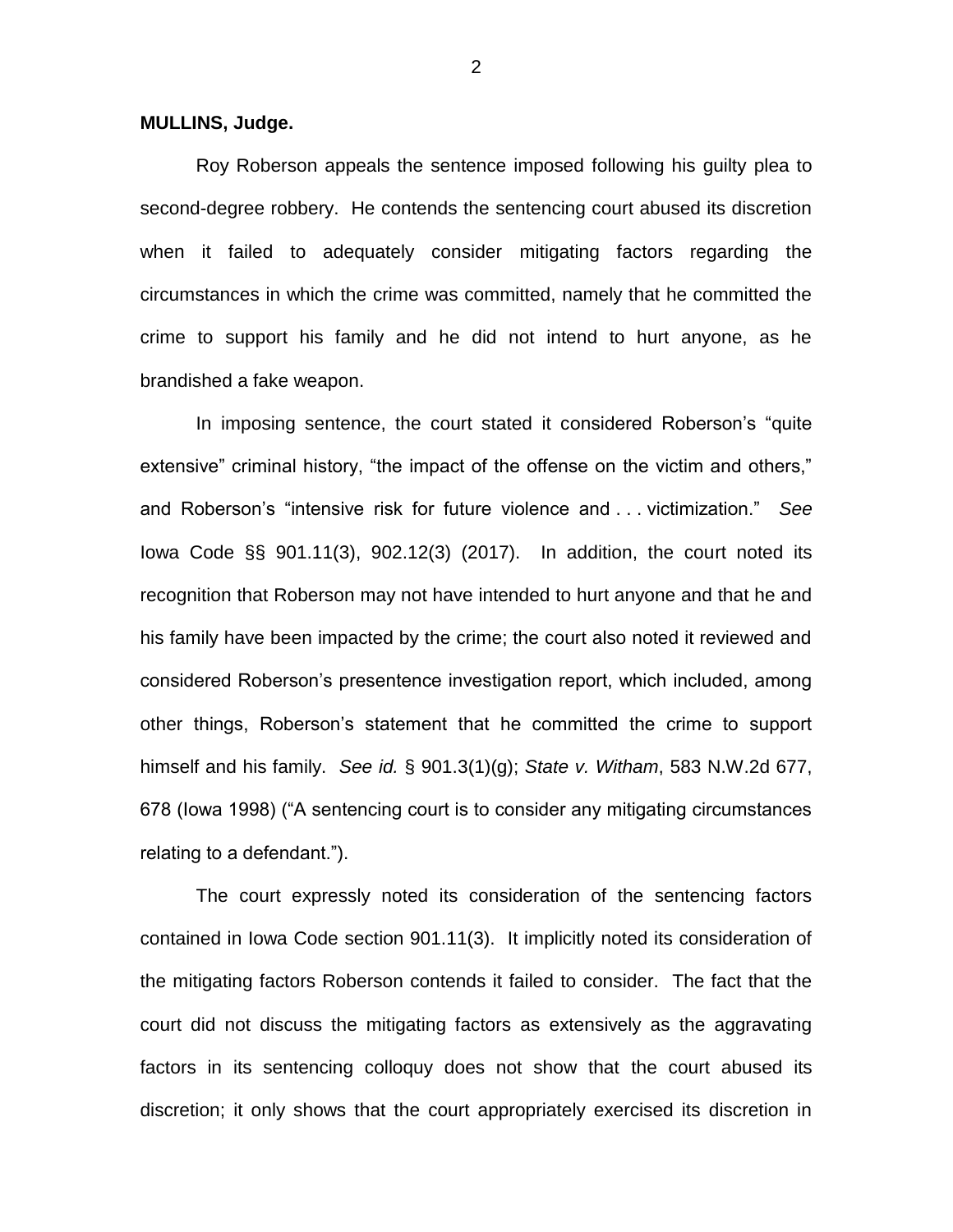**MULLINS, Judge.**

Roy Roberson appeals the sentence imposed following his guilty plea to second-degree robbery. He contends the sentencing court abused its discretion when it failed to adequately consider mitigating factors regarding the circumstances in which the crime was committed, namely that he committed the crime to support his family and he did not intend to hurt anyone, as he brandished a fake weapon.

In imposing sentence, the court stated it considered Roberson's "quite extensive" criminal history, "the impact of the offense on the victim and others," and Roberson's "intensive risk for future violence and . . . victimization." *See* Iowa Code §§ 901.11(3), 902.12(3) (2017). In addition, the court noted its recognition that Roberson may not have intended to hurt anyone and that he and his family have been impacted by the crime; the court also noted it reviewed and considered Roberson's presentence investigation report, which included, among other things, Roberson's statement that he committed the crime to support himself and his family. *See id.* § 901.3(1)(g); *State v. Witham*, 583 N.W.2d 677, 678 (Iowa 1998) ("A sentencing court is to consider any mitigating circumstances relating to a defendant.").

The court expressly noted its consideration of the sentencing factors contained in Iowa Code section 901.11(3). It implicitly noted its consideration of the mitigating factors Roberson contends it failed to consider. The fact that the court did not discuss the mitigating factors as extensively as the aggravating factors in its sentencing colloquy does not show that the court abused its discretion; it only shows that the court appropriately exercised its discretion in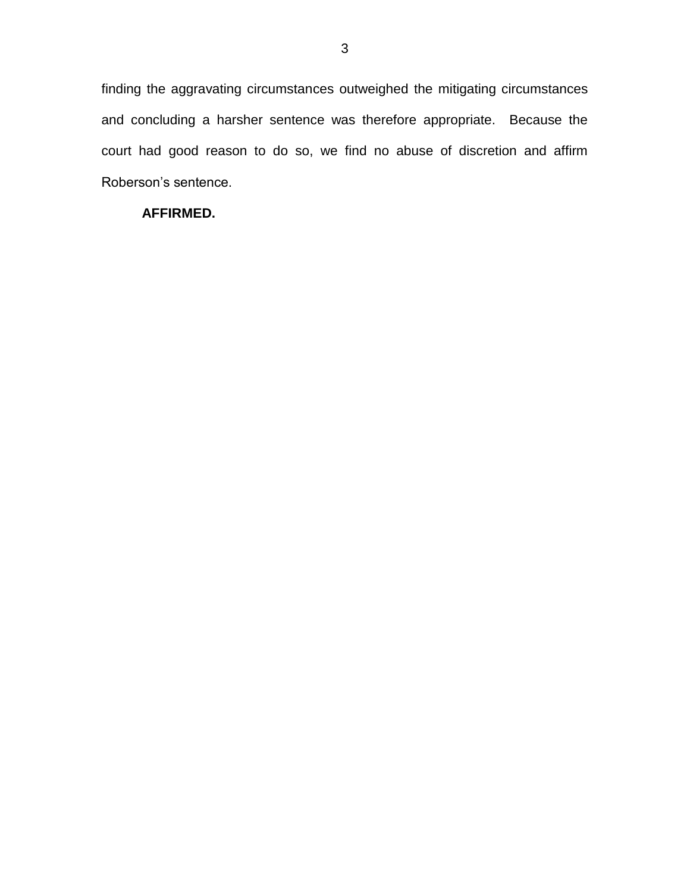finding the aggravating circumstances outweighed the mitigating circumstances and concluding a harsher sentence was therefore appropriate. Because the court had good reason to do so, we find no abuse of discretion and affirm Roberson's sentence.

**AFFIRMED.**